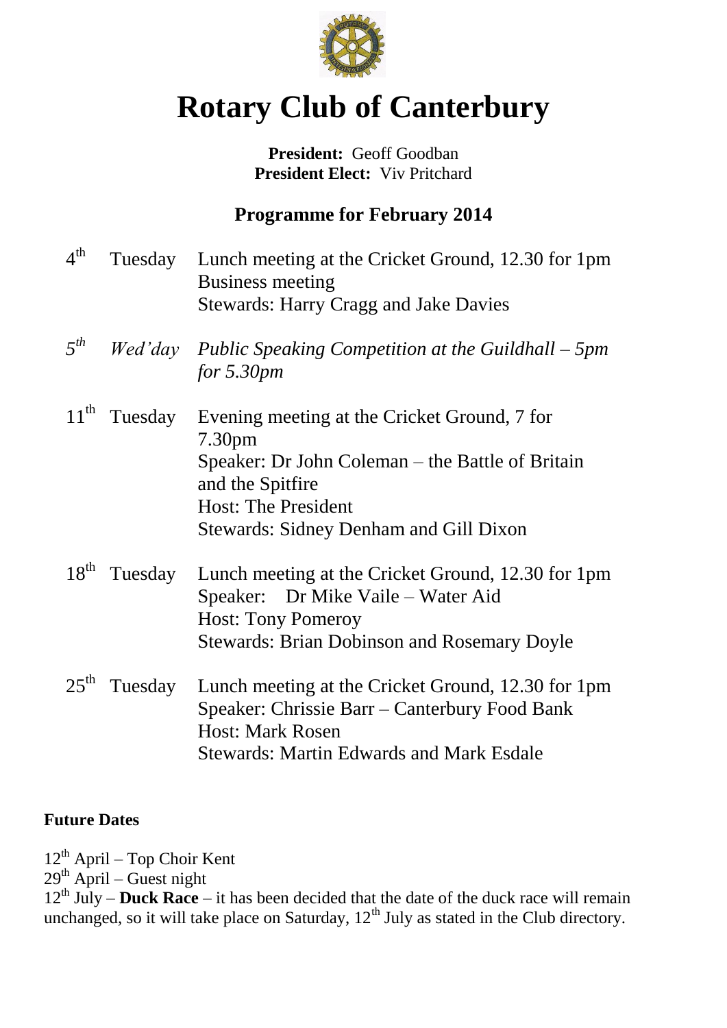# Rotary Club of Canterbury

**President:** Geoff Goodban
**President Elect:** Viv Pritchard

## Programme for February 2014

| | | |
|---|---|---|
| 4th | Tuesday | Lunch meeting at the Cricket Ground, 12.30 for 1pm<br>Business meeting<br>Stewards: Harry Cragg and Jake Davies |
| *5th* | *Wed'day* | *Public Speaking Competition at the Guildhall – 5pm for 5.30pm* |
| 11th | Tuesday | Evening meeting at the Cricket Ground, 7 for 7.30pm<br>Speaker: Dr John Coleman – the Battle of Britain and the Spitfire<br>Host: The President<br>Stewards: Sidney Denham and Gill Dixon |
| 18th | Tuesday | Lunch meeting at the Cricket Ground, 12.30 for 1pm<br>Speaker: Dr Mike Vaile – Water Aid<br>Host: Tony Pomeroy<br>Stewards: Brian Dobinson and Rosemary Doyle |
| 25th | Tuesday | Lunch meeting at the Cricket Ground, 12.30 for 1pm<br>Speaker: Chrissie Barr – Canterbury Food Bank<br>Host: Mark Rosen<br>Stewards: Martin Edwards and Mark Esdale |

**Future Dates**

12th April – Top Choir Kent
29th April – Guest night
12th July – **Duck Race** – it has been decided that the date of the duck race will remain unchanged, so it will take place on Saturday, 12th July as stated in the Club directory.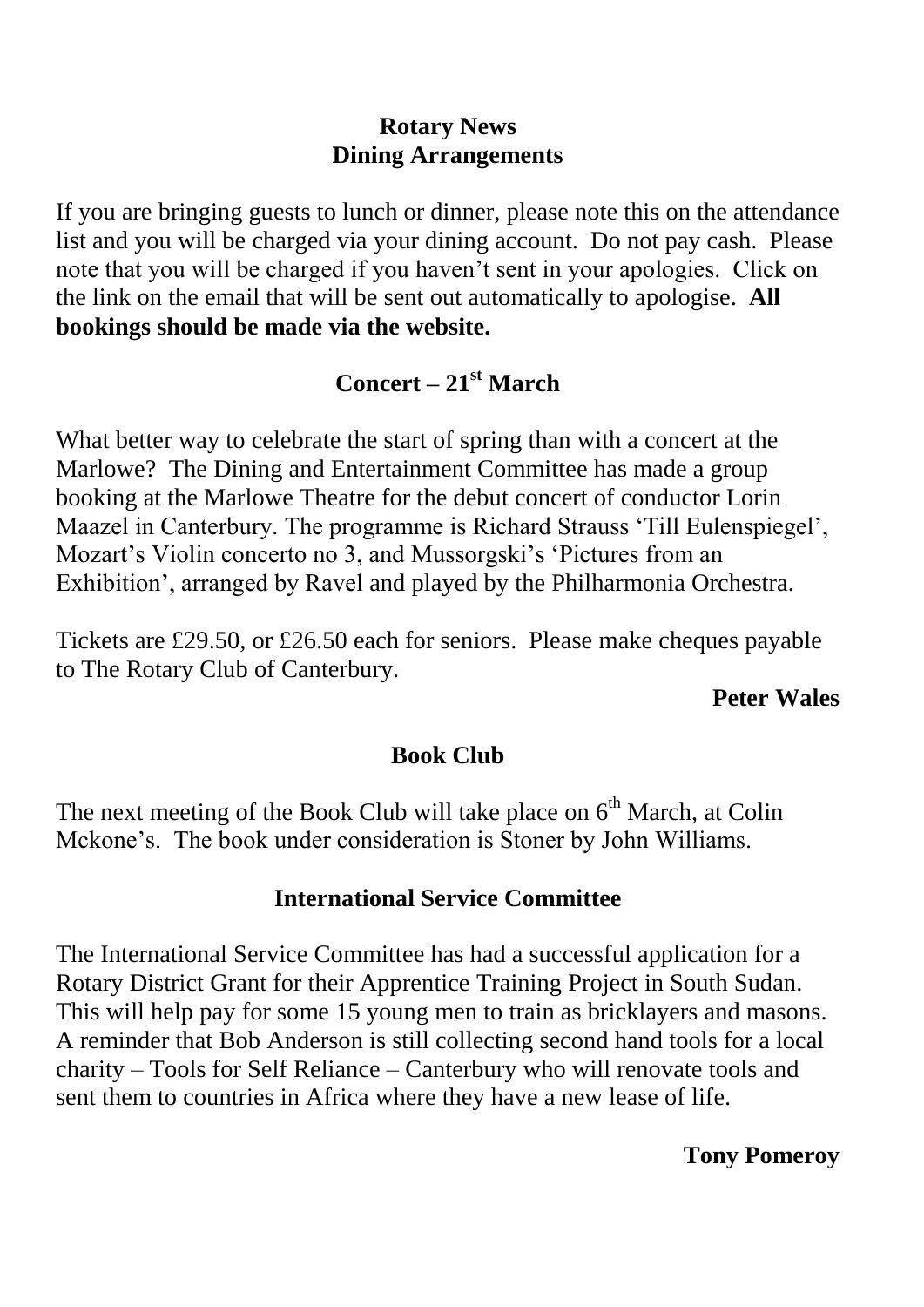## Rotary News

## Dining Arrangements

If you are bringing guests to lunch or dinner, please note this on the attendance list and you will be charged via your dining account. Do not pay cash. Please note that you will be charged if you haven't sent in your apologies. Click on the link on the email that will be sent out automatically to apologise. **All bookings should be made via the website.**

## Concert – 21st March

What better way to celebrate the start of spring than with a concert at the Marlowe? The Dining and Entertainment Committee has made a group booking at the Marlowe Theatre for the debut concert of conductor Lorin Maazel in Canterbury. The programme is Richard Strauss 'Till Eulenspiegel', Mozart's Violin concerto no 3, and Mussorgski's 'Pictures from an Exhibition', arranged by Ravel and played by the Philharmonia Orchestra.

Tickets are £29.50, or £26.50 each for seniors. Please make cheques payable to The Rotary Club of Canterbury.

**Peter Wales**

## Book Club

The next meeting of the Book Club will take place on 6th March, at Colin Mckone's. The book under consideration is Stoner by John Williams.

## International Service Committee

The International Service Committee has had a successful application for a Rotary District Grant for their Apprentice Training Project in South Sudan. This will help pay for some 15 young men to train as bricklayers and masons. A reminder that Bob Anderson is still collecting second hand tools for a local charity – Tools for Self Reliance – Canterbury who will renovate tools and sent them to countries in Africa where they have a new lease of life.

**Tony Pomeroy**